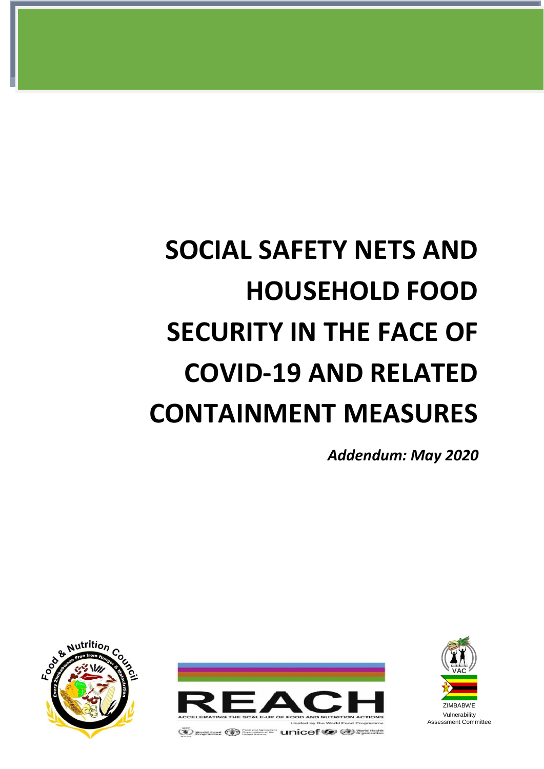# SOCIAL SAFETY NETS AND HOUSEHOLD FOOD SECURITY IN THE FACE OF COVID-19 AND RELATED CONTAINMENT MEASURES

***Addendum: May 2020***

ZIMBABWE
Vulnerability
Assessment Committee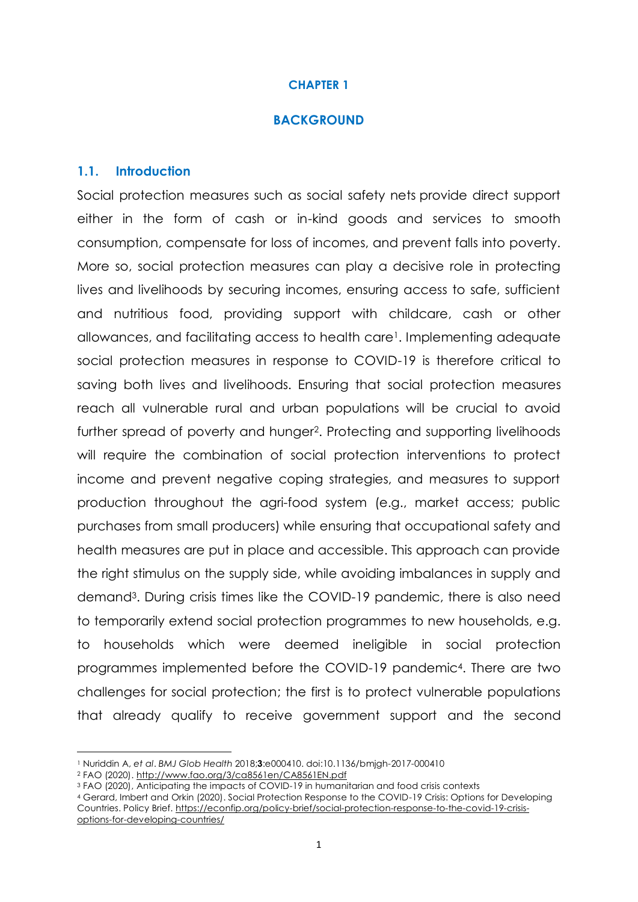# CHAPTER 1

# BACKGROUND

## 1.1. Introduction

Social protection measures such as social safety nets provide direct support either in the form of cash or in-kind goods and services to smooth consumption, compensate for loss of incomes, and prevent falls into poverty. More so, social protection measures can play a decisive role in protecting lives and livelihoods by securing incomes, ensuring access to safe, sufficient and nutritious food, providing support with childcare, cash or other allowances, and facilitating access to health care[1]. Implementing adequate social protection measures in response to COVID-19 is therefore critical to saving both lives and livelihoods. Ensuring that social protection measures reach all vulnerable rural and urban populations will be crucial to avoid further spread of poverty and hunger[2]. Protecting and supporting livelihoods will require the combination of social protection interventions to protect income and prevent negative coping strategies, and measures to support production throughout the agri-food system (e.g., market access; public purchases from small producers) while ensuring that occupational safety and health measures are put in place and accessible. This approach can provide the right stimulus on the supply side, while avoiding imbalances in supply and demand[3]. During crisis times like the COVID-19 pandemic, there is also need to temporarily extend social protection programmes to new households, e.g. to households which were deemed ineligible in social protection programmes implemented before the COVID-19 pandemic[4]. There are two challenges for social protection; the first is to protect vulnerable populations that already qualify to receive government support and the second

---

[1] Nuriddin A, *et al*. *BMJ Glob Health* 2018;**3**:e000410. doi:10.1136/bmjgh-2017-000410

[2] FAO (2020). http://www.fao.org/3/ca8561en/CA8561EN.pdf

[3] FAO (2020), Anticipating the impacts of COVID-19 in humanitarian and food crisis contexts

[4] Gerard, Imbert and Orkin (2020). Social Protection Response to the COVID-19 Crisis: Options for Developing Countries. Policy Brief. https://econfip.org/policy-brief/social-protection-response-to-the-covid-19-crisis-options-for-developing-countries/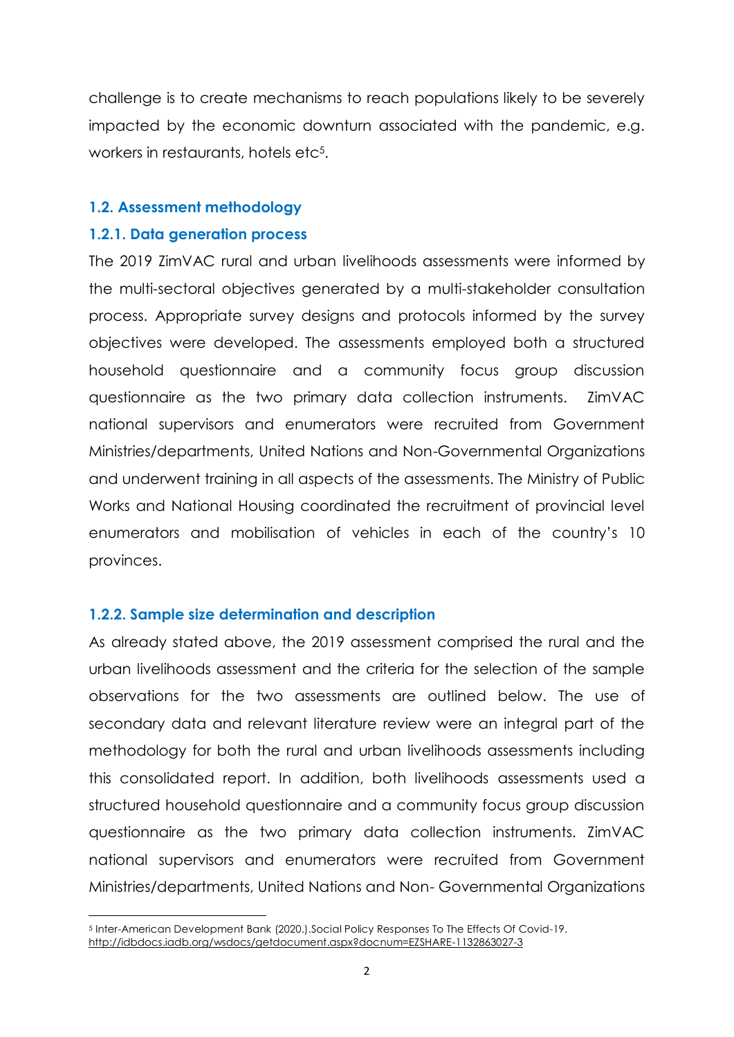challenge is to create mechanisms to reach populations likely to be severely impacted by the economic downturn associated with the pandemic, e.g. workers in restaurants, hotels etc[5].

### 1.2. Assessment methodology

#### 1.2.1. Data generation process

The 2019 ZimVAC rural and urban livelihoods assessments were informed by the multi-sectoral objectives generated by a multi-stakeholder consultation process. Appropriate survey designs and protocols informed by the survey objectives were developed. The assessments employed both a structured household questionnaire and a community focus group discussion questionnaire as the two primary data collection instruments. ZimVAC national supervisors and enumerators were recruited from Government Ministries/departments, United Nations and Non-Governmental Organizations and underwent training in all aspects of the assessments. The Ministry of Public Works and National Housing coordinated the recruitment of provincial level enumerators and mobilisation of vehicles in each of the country's 10 provinces.

#### 1.2.2. Sample size determination and description

As already stated above, the 2019 assessment comprised the rural and the urban livelihoods assessment and the criteria for the selection of the sample observations for the two assessments are outlined below. The use of secondary data and relevant literature review were an integral part of the methodology for both the rural and urban livelihoods assessments including this consolidated report. In addition, both livelihoods assessments used a structured household questionnaire and a community focus group discussion questionnaire as the two primary data collection instruments. ZimVAC national supervisors and enumerators were recruited from Government Ministries/departments, United Nations and Non- Governmental Organizations

---

[5] Inter-American Development Bank (2020.).Social Policy Responses To The Effects Of Covid-19. http://idbdocs.iadb.org/wsdocs/getdocument.aspx?docnum=EZSHARE-1132863027-3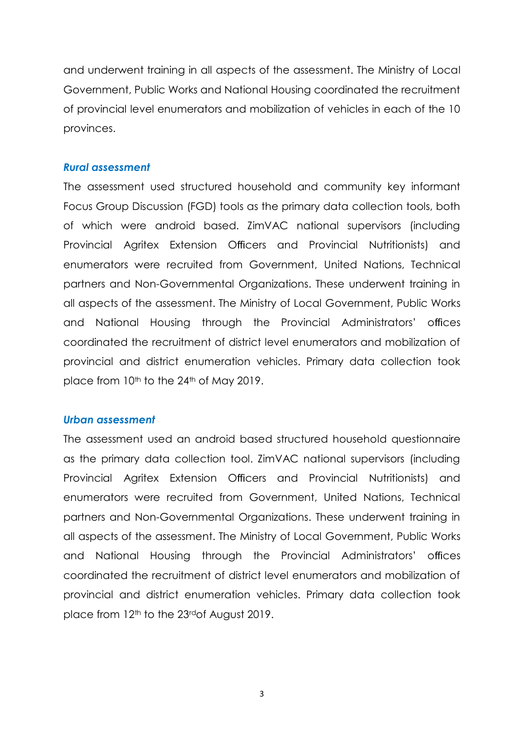and underwent training in all aspects of the assessment. The Ministry of Local Government, Public Works and National Housing coordinated the recruitment of provincial level enumerators and mobilization of vehicles in each of the 10 provinces.

### *Rural assessment*

The assessment used structured household and community key informant Focus Group Discussion (FGD) tools as the primary data collection tools, both of which were android based. ZimVAC national supervisors (including Provincial Agritex Extension Officers and Provincial Nutritionists) and enumerators were recruited from Government, United Nations, Technical partners and Non-Governmental Organizations. These underwent training in all aspects of the assessment. The Ministry of Local Government, Public Works and National Housing through the Provincial Administrators' offices coordinated the recruitment of district level enumerators and mobilization of provincial and district enumeration vehicles. Primary data collection took place from 10th to the 24th of May 2019.

### *Urban assessment*

The assessment used an android based structured household questionnaire as the primary data collection tool. ZimVAC national supervisors (including Provincial Agritex Extension Officers and Provincial Nutritionists) and enumerators were recruited from Government, United Nations, Technical partners and Non-Governmental Organizations. These underwent training in all aspects of the assessment. The Ministry of Local Government, Public Works and National Housing through the Provincial Administrators' offices coordinated the recruitment of district level enumerators and mobilization of provincial and district enumeration vehicles. Primary data collection took place from 12th to the 23rdof August 2019.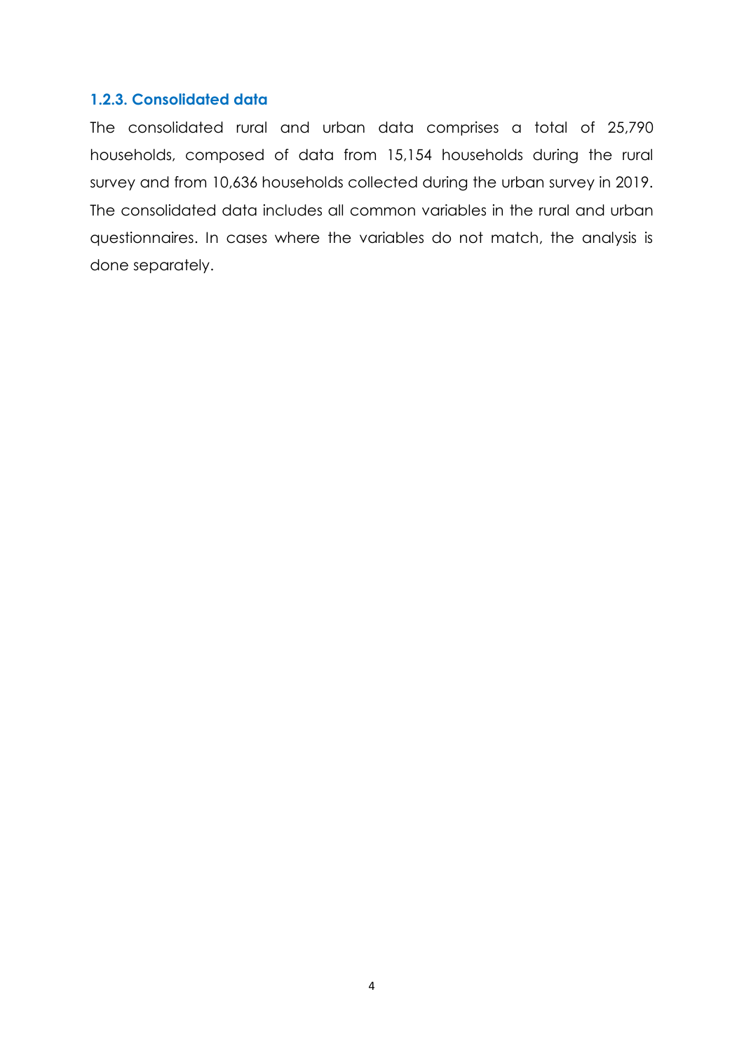### 1.2.3. Consolidated data

The consolidated rural and urban data comprises a total of 25,790 households, composed of data from 15,154 households during the rural survey and from 10,636 households collected during the urban survey in 2019. The consolidated data includes all common variables in the rural and urban questionnaires. In cases where the variables do not match, the analysis is done separately.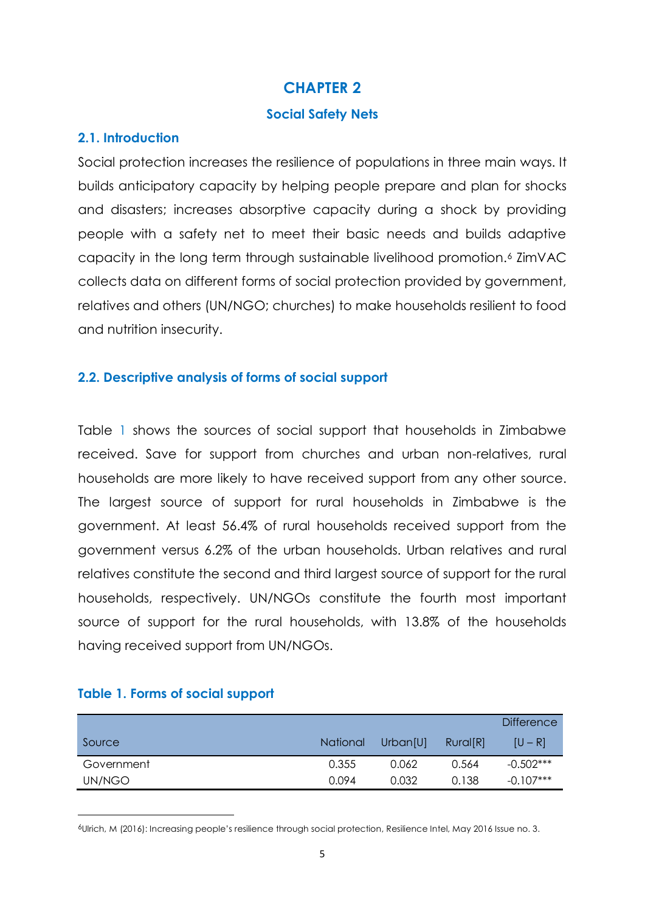# CHAPTER 2

## Social Safety Nets

### 2.1. Introduction

Social protection increases the resilience of populations in three main ways. It builds anticipatory capacity by helping people prepare and plan for shocks and disasters; increases absorptive capacity during a shock by providing people with a safety net to meet their basic needs and builds adaptive capacity in the long term through sustainable livelihood promotion.[6] ZimVAC collects data on different forms of social protection provided by government, relatives and others (UN/NGO; churches) to make households resilient to food and nutrition insecurity.

### 2.2. Descriptive analysis of forms of social support

Table 1 shows the sources of social support that households in Zimbabwe received. Save for support from churches and urban non-relatives, rural households are more likely to have received support from any other source. The largest source of support for rural households in Zimbabwe is the government. At least 56.4% of rural households received support from the government versus 6.2% of the urban households. Urban relatives and rural relatives constitute the second and third largest source of support for the rural households, respectively. UN/NGOs constitute the fourth most important source of support for the rural households, with 13.8% of the households having received support from UN/NGOs.

**Table 1. Forms of social support**

| Source | National | Urban[U] | Rural[R] | Difference [U – R] |
|---|---|---|---|---|
| Government | 0.355 | 0.062 | 0.564 | -0.502*** |
| UN/NGO | 0.094 | 0.032 | 0.138 | -0.107*** |

[6] Ulrich, M (2016): Increasing people's resilience through social protection, Resilience Intel, May 2016 Issue no. 3.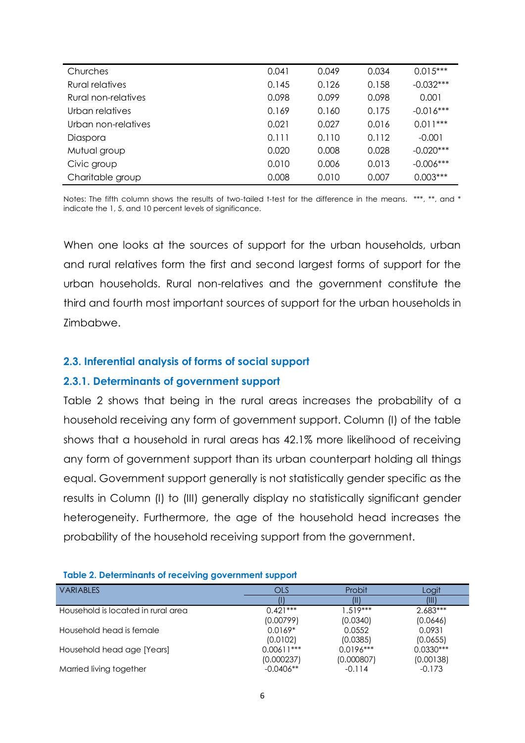| Churches | 0.041 | 0.049 | 0.034 | 0.015*** |
|---|---|---|---|---|
| Rural relatives | 0.145 | 0.126 | 0.158 | -0.032*** |
| Rural non-relatives | 0.098 | 0.099 | 0.098 | 0.001 |
| Urban relatives | 0.169 | 0.160 | 0.175 | -0.016*** |
| Urban non-relatives | 0.021 | 0.027 | 0.016 | 0.011*** |
| Diaspora | 0.111 | 0.110 | 0.112 | -0.001 |
| Mutual group | 0.020 | 0.008 | 0.028 | -0.020*** |
| Civic group | 0.010 | 0.006 | 0.013 | -0.006*** |
| Charitable group | 0.008 | 0.010 | 0.007 | 0.003*** |

Notes: The fifth column shows the results of two-tailed t-test for the difference in the means. ***, **, and * indicate the 1, 5, and 10 percent levels of significance.

When one looks at the sources of support for the urban households, urban and rural relatives form the first and second largest forms of support for the urban households. Rural non-relatives and the government constitute the third and fourth most important sources of support for the urban households in Zimbabwe.

## 2.3. Inferential analysis of forms of social support

### 2.3.1. Determinants of government support

Table 2 shows that being in the rural areas increases the probability of a household receiving any form of government support. Column (I) of the table shows that a household in rural areas has 42.1% more likelihood of receiving any form of government support than its urban counterpart holding all things equal. Government support generally is not statistically gender specific as the results in Column (I) to (III) generally display no statistically significant gender heterogeneity. Furthermore, the age of the household head increases the probability of the household receiving support from the government.

**Table 2. Determinants of receiving government support**

| VARIABLES | OLS | Probit | Logit |
|---|---|---|---|
| | (I) | (II) | (III) |
| Household is located in rural area | 0.421*** | 1.519*** | 2.683*** |
| | (0.00799) | (0.0340) | (0.0646) |
| Household head is female | 0.0169* | 0.0552 | 0.0931 |
| | (0.0102) | (0.0385) | (0.0655) |
| Household head age [Years] | 0.00611*** | 0.0196*** | 0.0330*** |
| | (0.000237) | (0.000807) | (0.00138) |
| Married living together | -0.0406** | -0.114 | -0.173 |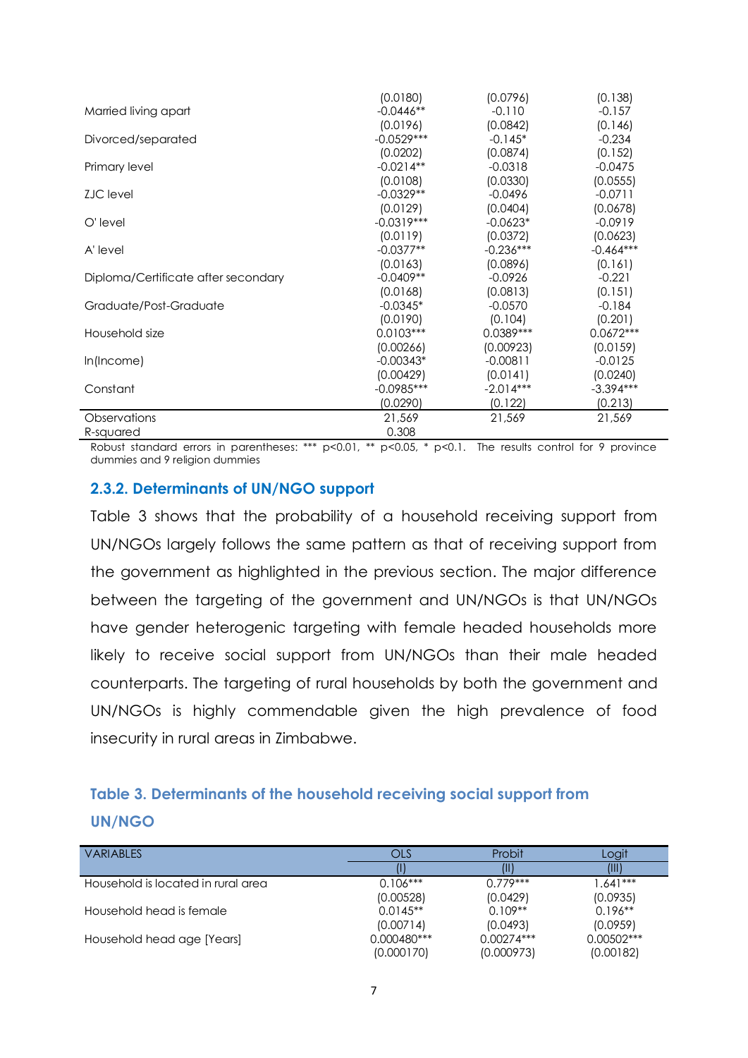| | | | |
|---|---|---|---|
| | (0.0180) | (0.0796) | (0.138) |
| Married living apart | -0.0446** | -0.110 | -0.157 |
| | (0.0196) | (0.0842) | (0.146) |
| Divorced/separated | -0.0529*** | -0.145* | -0.234 |
| | (0.0202) | (0.0874) | (0.152) |
| Primary level | -0.0214** | -0.0318 | -0.0475 |
| | (0.0108) | (0.0330) | (0.0555) |
| ZJC level | -0.0329** | -0.0496 | -0.0711 |
| | (0.0129) | (0.0404) | (0.0678) |
| O' level | -0.0319*** | -0.0623* | -0.0919 |
| | (0.0119) | (0.0372) | (0.0623) |
| A' level | -0.0377** | -0.236*** | -0.464*** |
| | (0.0163) | (0.0896) | (0.161) |
| Diploma/Certificate after secondary | -0.0409** | -0.0926 | -0.221 |
| | (0.0168) | (0.0813) | (0.151) |
| Graduate/Post-Graduate | -0.0345* | -0.0570 | -0.184 |
| | (0.0190) | (0.104) | (0.201) |
| Household size | 0.0103*** | 0.0389*** | 0.0672*** |
| | (0.00266) | (0.00923) | (0.0159) |
| ln(Income) | -0.00343* | -0.00811 | -0.0125 |
| | (0.00429) | (0.0141) | (0.0240) |
| Constant | -0.0985*** | -2.014*** | -3.394*** |
| | (0.0290) | (0.122) | (0.213) |
| Observations | 21,569 | 21,569 | 21,569 |
| R-squared | 0.308 | | |

Robust standard errors in parentheses: *** p<0.01, ** p<0.05, * p<0.1. The results control for 9 province dummies and 9 religion dummies

### 2.3.2. Determinants of UN/NGO support

Table 3 shows that the probability of a household receiving support from UN/NGOs largely follows the same pattern as that of receiving support from the government as highlighted in the previous section. The major difference between the targeting of the government and UN/NGOs is that UN/NGOs have gender heterogenic targeting with female headed households more likely to receive social support from UN/NGOs than their male headed counterparts. The targeting of rural households by both the government and UN/NGOs is highly commendable given the high prevalence of food insecurity in rural areas in Zimbabwe.

### Table 3. Determinants of the household receiving social support from UN/NGO

| VARIABLES | OLS | Probit | Logit |
|---|---|---|---|
| | (I) | (II) | (III) |
| Household is located in rural area | 0.106*** | 0.779*** | 1.641*** |
| | (0.00528) | (0.0429) | (0.0935) |
| Household head is female | 0.0145** | 0.109** | 0.196** |
| | (0.00714) | (0.0493) | (0.0959) |
| Household head age [Years] | 0.000480*** | 0.00274*** | 0.00502*** |
| | (0.000170) | (0.000973) | (0.00182) |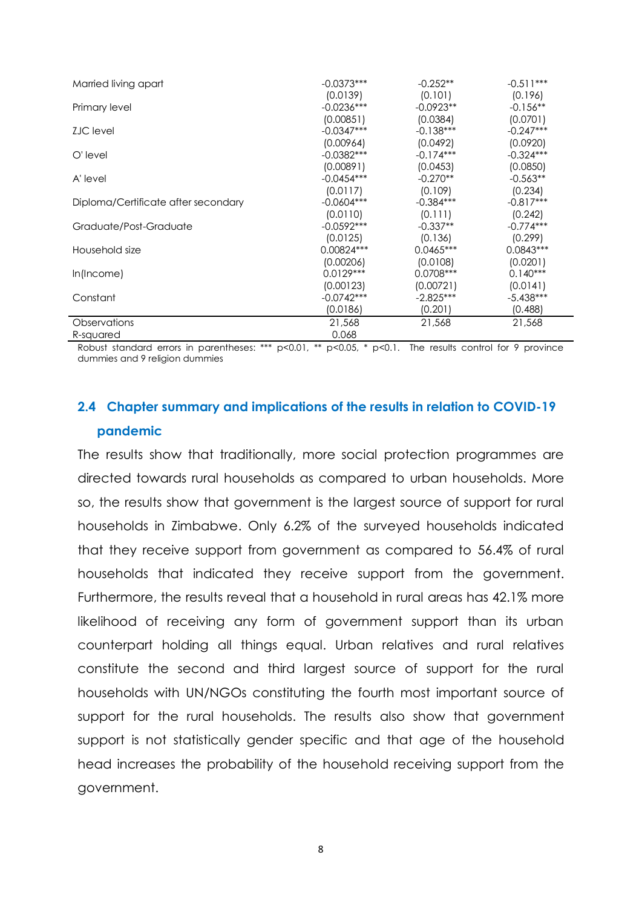| | | | |
|---|---|---|---|
| Married living apart | -0.0373*** | -0.252** | -0.511*** |
| | (0.0139) | (0.101) | (0.196) |
| Primary level | -0.0236*** | -0.0923** | -0.156** |
| | (0.00851) | (0.0384) | (0.0701) |
| ZJC level | -0.0347*** | -0.138*** | -0.247*** |
| | (0.00964) | (0.0492) | (0.0920) |
| O' level | -0.0382*** | -0.174*** | -0.324*** |
| | (0.00891) | (0.0453) | (0.0850) |
| A' level | -0.0454*** | -0.270** | -0.563** |
| | (0.0117) | (0.109) | (0.234) |
| Diploma/Certificate after secondary | -0.0604*** | -0.384*** | -0.817*** |
| | (0.0110) | (0.111) | (0.242) |
| Graduate/Post-Graduate | -0.0592*** | -0.337** | -0.774*** |
| | (0.0125) | (0.136) | (0.299) |
| Household size | 0.00824*** | 0.0465*** | 0.0843*** |
| | (0.00206) | (0.0108) | (0.0201) |
| ln(Income) | 0.0129*** | 0.0708*** | 0.140*** |
| | (0.00123) | (0.00721) | (0.0141) |
| Constant | -0.0742*** | -2.825*** | -5.438*** |
| | (0.0186) | (0.201) | (0.488) |
| Observations | 21,568 | 21,568 | 21,568 |
| R-squared | 0.068 | | |

Robust standard errors in parentheses: *** p<0.01, ** p<0.05, * p<0.1. The results control for 9 province dummies and 9 religion dummies

## 2.4 Chapter summary and implications of the results in relation to COVID-19 pandemic

The results show that traditionally, more social protection programmes are directed towards rural households as compared to urban households. More so, the results show that government is the largest source of support for rural households in Zimbabwe. Only 6.2% of the surveyed households indicated that they receive support from government as compared to 56.4% of rural households that indicated they receive support from the government. Furthermore, the results reveal that a household in rural areas has 42.1% more likelihood of receiving any form of government support than its urban counterpart holding all things equal. Urban relatives and rural relatives constitute the second and third largest source of support for the rural households with UN/NGOs constituting the fourth most important source of support for the rural households. The results also show that government support is not statistically gender specific and that age of the household head increases the probability of the household receiving support from the government.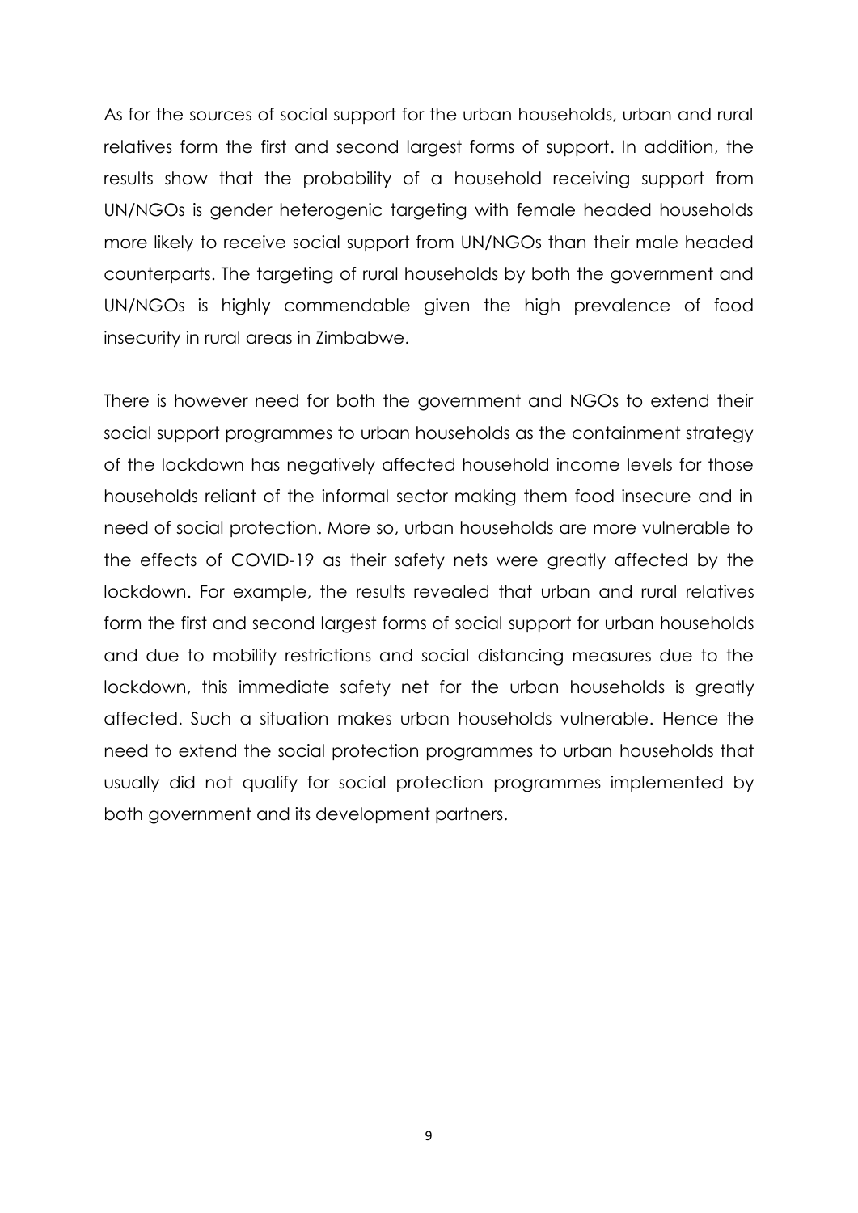As for the sources of social support for the urban households, urban and rural relatives form the first and second largest forms of support. In addition, the results show that the probability of a household receiving support from UN/NGOs is gender heterogenic targeting with female headed households more likely to receive social support from UN/NGOs than their male headed counterparts. The targeting of rural households by both the government and UN/NGOs is highly commendable given the high prevalence of food insecurity in rural areas in Zimbabwe.

There is however need for both the government and NGOs to extend their social support programmes to urban households as the containment strategy of the lockdown has negatively affected household income levels for those households reliant of the informal sector making them food insecure and in need of social protection. More so, urban households are more vulnerable to the effects of COVID-19 as their safety nets were greatly affected by the lockdown. For example, the results revealed that urban and rural relatives form the first and second largest forms of social support for urban households and due to mobility restrictions and social distancing measures due to the lockdown, this immediate safety net for the urban households is greatly affected. Such a situation makes urban households vulnerable. Hence the need to extend the social protection programmes to urban households that usually did not qualify for social protection programmes implemented by both government and its development partners.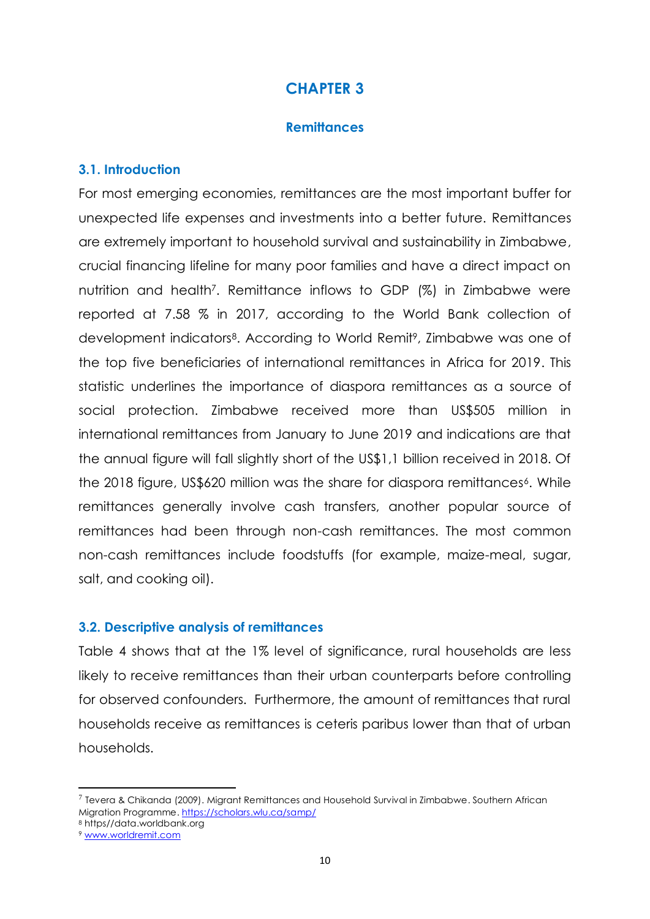# CHAPTER 3

## Remittances

### 3.1. Introduction

For most emerging economies, remittances are the most important buffer for unexpected life expenses and investments into a better future. Remittances are extremely important to household survival and sustainability in Zimbabwe, crucial financing lifeline for many poor families and have a direct impact on nutrition and health[7]. Remittance inflows to GDP (%) in Zimbabwe were reported at 7.58 % in 2017, according to the World Bank collection of development indicators[8]. According to World Remit[9], Zimbabwe was one of the top five beneficiaries of international remittances in Africa for 2019. This statistic underlines the importance of diaspora remittances as a source of social protection. Zimbabwe received more than US$505 million in international remittances from January to June 2019 and indications are that the annual figure will fall slightly short of the US$1,1 billion received in 2018. Of the 2018 figure, US$620 million was the share for diaspora remittances[6]. While remittances generally involve cash transfers, another popular source of remittances had been through non-cash remittances. The most common non-cash remittances include foodstuffs (for example, maize-meal, sugar, salt, and cooking oil).

### 3.2. Descriptive analysis of remittances

Table 4 shows that at the 1% level of significance, rural households are less likely to receive remittances than their urban counterparts before controlling for observed confounders. Furthermore, the amount of remittances that rural households receive as remittances is ceteris paribus lower than that of urban households.

---

[7] Tevera & Chikanda (2009). Migrant Remittances and Household Survival in Zimbabwe. Southern African Migration Programme. https://scholars.wlu.ca/samp/

[8] https//data.worldbank.org

[9] www.worldremit.com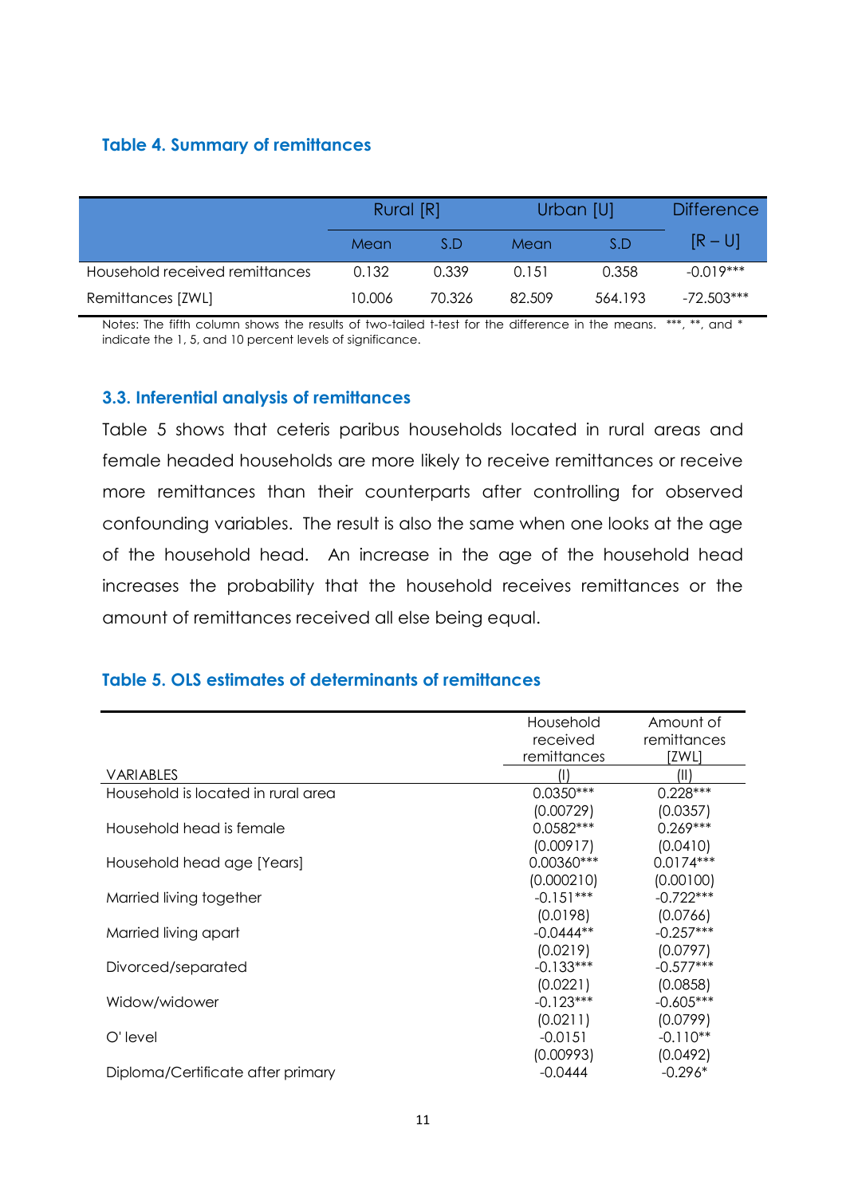### Table 4. Summary of remittances

| | Rural [R] | | Urban [U] | | Difference |
|---|---|---|---|---|---|
| | Mean | S.D | Mean | S.D | [R – U] |
| Household received remittances | 0.132 | 0.339 | 0.151 | 0.358 | -0.019*** |
| Remittances [ZWL] | 10.006 | 70.326 | 82.509 | 564.193 | -72.503*** |

Notes: The fifth column shows the results of two-tailed t-test for the difference in the means. ***, **, and * indicate the 1, 5, and 10 percent levels of significance.

### 3.3. Inferential analysis of remittances

Table 5 shows that ceteris paribus households located in rural areas and female headed households are more likely to receive remittances or receive more remittances than their counterparts after controlling for observed confounding variables. The result is also the same when one looks at the age of the household head. An increase in the age of the household head increases the probability that the household receives remittances or the amount of remittances received all else being equal.

### Table 5. OLS estimates of determinants of remittances

| | Household received remittances | Amount of remittances [ZWL] |
|---|---|---|
| VARIABLES | (I) | (II) |
| Household is located in rural area | 0.0350*** | 0.228*** |
| | (0.00729) | (0.0357) |
| Household head is female | 0.0582*** | 0.269*** |
| | (0.00917) | (0.0410) |
| Household head age [Years] | 0.00360*** | 0.0174*** |
| | (0.000210) | (0.00100) |
| Married living together | -0.151*** | -0.722*** |
| | (0.0198) | (0.0766) |
| Married living apart | -0.0444** | -0.257*** |
| | (0.0219) | (0.0797) |
| Divorced/separated | -0.133*** | -0.577*** |
| | (0.0221) | (0.0858) |
| Widow/widower | -0.123*** | -0.605*** |
| | (0.0211) | (0.0799) |
| O' level | -0.0151 | -0.110** |
| | (0.00993) | (0.0492) |
| Diploma/Certificate after primary | -0.0444 | -0.296* |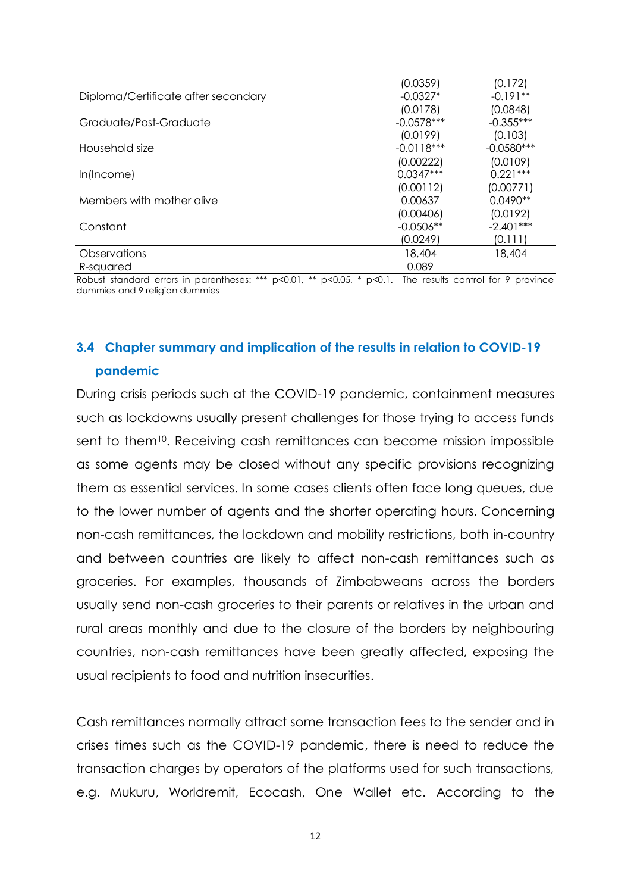| | | |
|---|---|---|
| | (0.0359) | (0.172) |
| Diploma/Certificate after secondary | -0.0327* | -0.191** |
| | (0.0178) | (0.0848) |
| Graduate/Post-Graduate | -0.0578*** | -0.355*** |
| | (0.0199) | (0.103) |
| Household size | -0.0118*** | -0.0580*** |
| | (0.00222) | (0.0109) |
| ln(Income) | 0.0347*** | 0.221*** |
| | (0.00112) | (0.00771) |
| Members with mother alive | 0.00637 | 0.0490** |
| | (0.00406) | (0.0192) |
| Constant | -0.0506** | -2.401*** |
| | (0.0249) | (0.111) |
| Observations | 18,404 | 18,404 |
| R-squared | 0.089 | |

Robust standard errors in parentheses: *** p<0.01, ** p<0.05, * p<0.1. The results control for 9 province dummies and 9 religion dummies

### 3.4 Chapter summary and implication of the results in relation to COVID-19 pandemic

During crisis periods such at the COVID-19 pandemic, containment measures such as lockdowns usually present challenges for those trying to access funds sent to them[10]. Receiving cash remittances can become mission impossible as some agents may be closed without any specific provisions recognizing them as essential services. In some cases clients often face long queues, due to the lower number of agents and the shorter operating hours. Concerning non-cash remittances, the lockdown and mobility restrictions, both in-country and between countries are likely to affect non-cash remittances such as groceries. For examples, thousands of Zimbabweans across the borders usually send non-cash groceries to their parents or relatives in the urban and rural areas monthly and due to the closure of the borders by neighbouring countries, non-cash remittances have been greatly affected, exposing the usual recipients to food and nutrition insecurities.

Cash remittances normally attract some transaction fees to the sender and in crises times such as the COVID-19 pandemic, there is need to reduce the transaction charges by operators of the platforms used for such transactions, e.g. Mukuru, Worldremit, Ecocash, One Wallet etc. According to the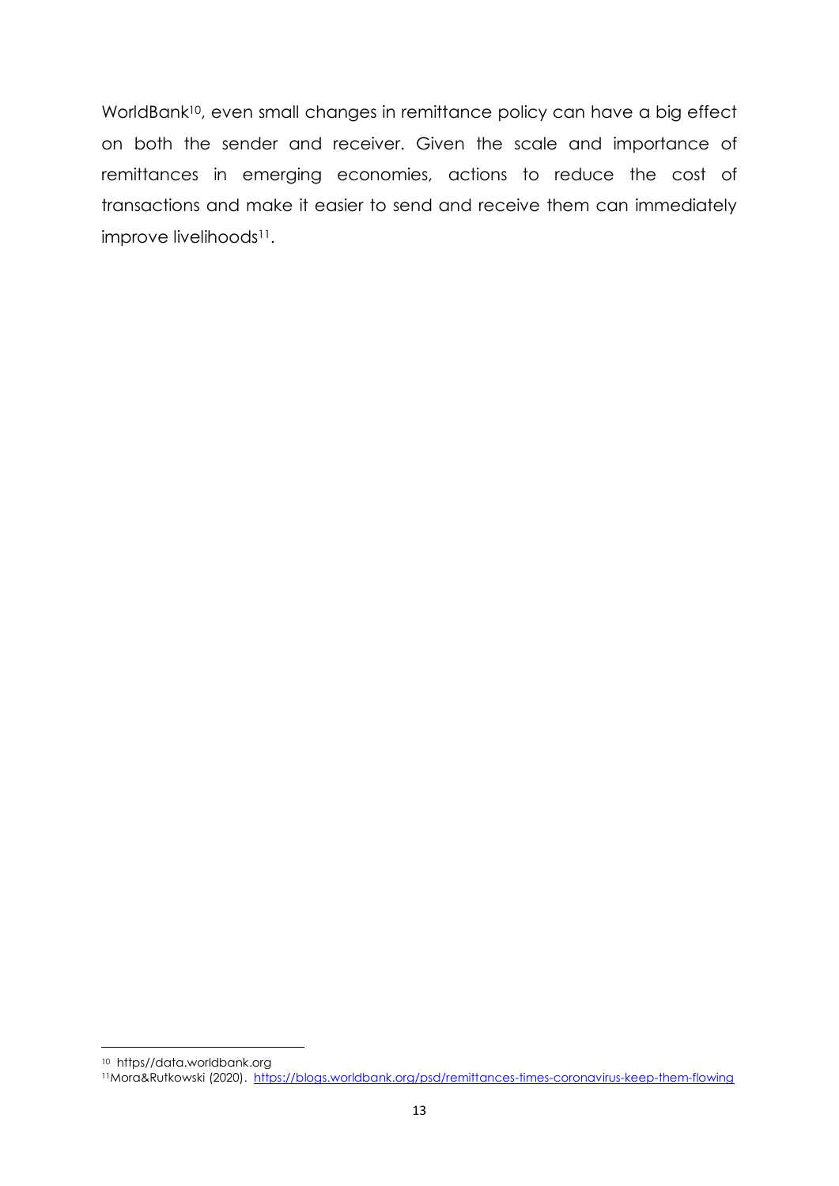WorldBank[10], even small changes in remittance policy can have a big effect on both the sender and receiver. Given the scale and importance of remittances in emerging economies, actions to reduce the cost of transactions and make it easier to send and receive them can immediately improve livelihoods[11].

---

[10] https//data.worldbank.org

[11] Mora&Rutkowski (2020). https://blogs.worldbank.org/psd/remittances-times-coronavirus-keep-them-flowing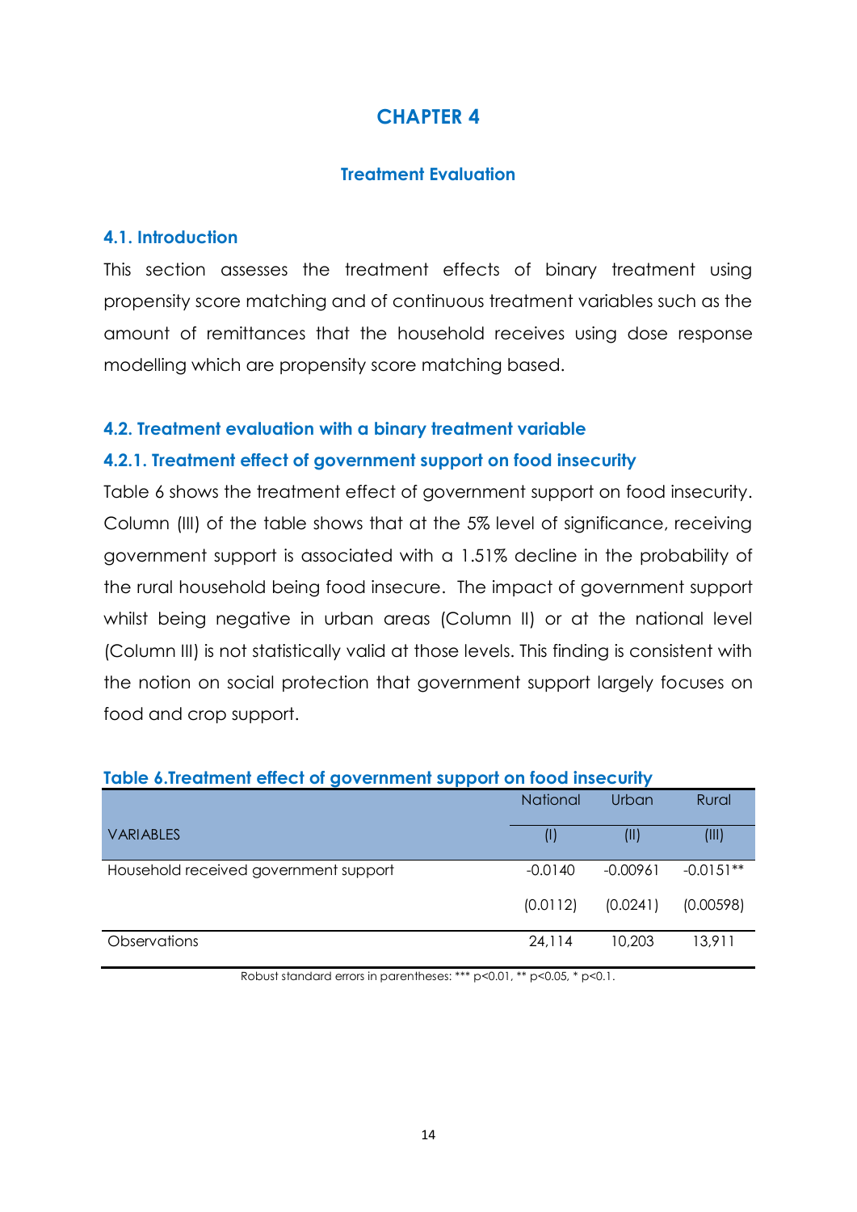# CHAPTER 4

## Treatment Evaluation

### 4.1. Introduction

This section assesses the treatment effects of binary treatment using propensity score matching and of continuous treatment variables such as the amount of remittances that the household receives using dose response modelling which are propensity score matching based.

### 4.2. Treatment evaluation with a binary treatment variable

#### 4.2.1. Treatment effect of government support on food insecurity

Table 6 shows the treatment effect of government support on food insecurity. Column (III) of the table shows that at the 5% level of significance, receiving government support is associated with a 1.51% decline in the probability of the rural household being food insecure. The impact of government support whilst being negative in urban areas (Column II) or at the national level (Column III) is not statistically valid at those levels. This finding is consistent with the notion on social protection that government support largely focuses on food and crop support.

**Table 6.Treatment effect of government support on food insecurity**

| | National | Urban | Rural |
|---|---|---|---|
| VARIABLES | (I) | (II) | (III) |
| Household received government support | -0.0140 | -0.00961 | -0.0151** |
| | (0.0112) | (0.0241) | (0.00598) |
| Observations | 24,114 | 10,203 | 13,911 |

Robust standard errors in parentheses: *** p<0.01, ** p<0.05, * p<0.1.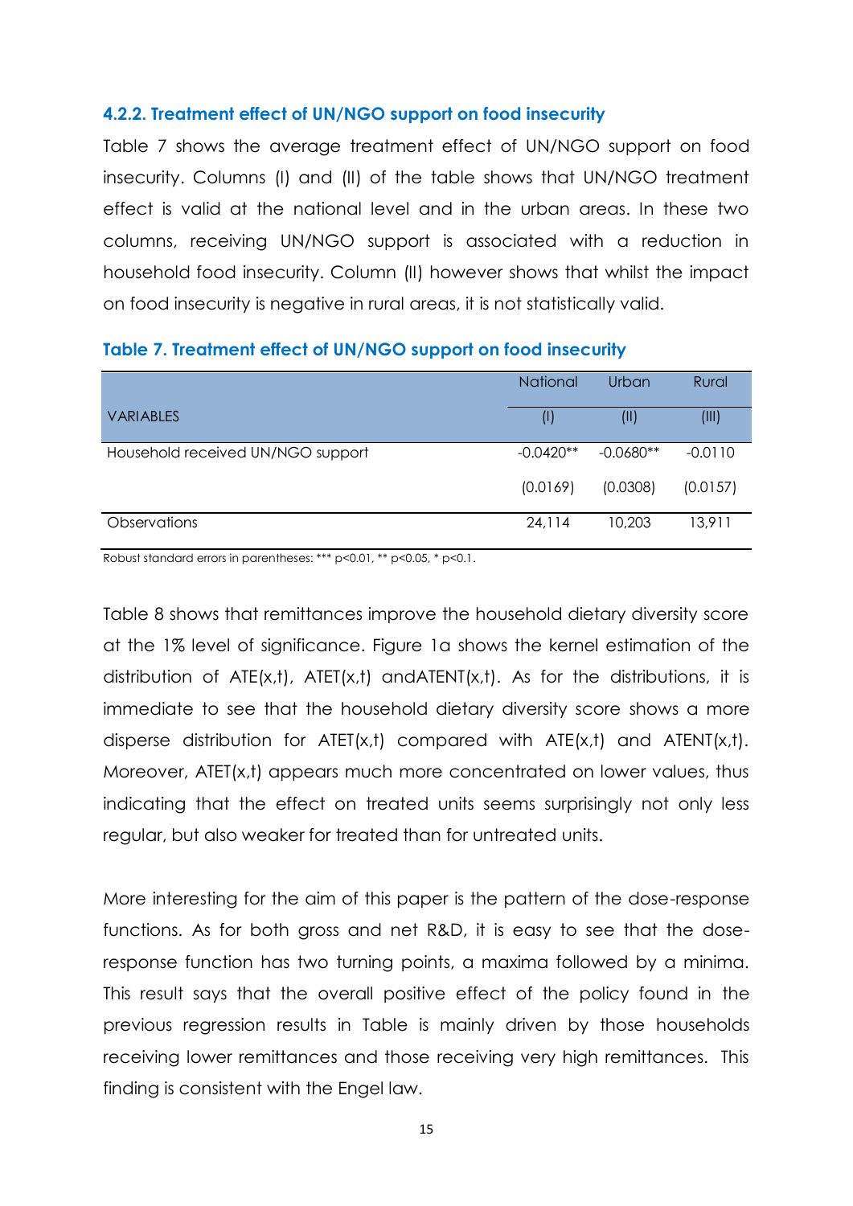### 4.2.2. Treatment effect of UN/NGO support on food insecurity

Table 7 shows the average treatment effect of UN/NGO support on food insecurity. Columns (I) and (II) of the table shows that UN/NGO treatment effect is valid at the national level and in the urban areas. In these two columns, receiving UN/NGO support is associated with a reduction in household food insecurity. Column (II) however shows that whilst the impact on food insecurity is negative in rural areas, it is not statistically valid.

**Table 7. Treatment effect of UN/NGO support on food insecurity**

| | National | Urban | Rural |
|---|---|---|---|
| VARIABLES | (I) | (II) | (III) |
| Household received UN/NGO support | -0.0420** | -0.0680** | -0.0110 |
| | (0.0169) | (0.0308) | (0.0157) |
| Observations | 24,114 | 10,203 | 13,911 |

Robust standard errors in parentheses: *** p<0.01, ** p<0.05, * p<0.1.

Table 8 shows that remittances improve the household dietary diversity score at the 1% level of significance. Figure 1a shows the kernel estimation of the distribution of ATE(x,t), ATET(x,t) andATENT(x,t). As for the distributions, it is immediate to see that the household dietary diversity score shows a more disperse distribution for ATET(x,t) compared with ATE(x,t) and ATENT(x,t). Moreover, ATET(x,t) appears much more concentrated on lower values, thus indicating that the effect on treated units seems surprisingly not only less regular, but also weaker for treated than for untreated units.

More interesting for the aim of this paper is the pattern of the dose-response functions. As for both gross and net R&D, it is easy to see that the dose-response function has two turning points, a maxima followed by a minima. This result says that the overall positive effect of the policy found in the previous regression results in Table is mainly driven by those households receiving lower remittances and those receiving very high remittances. This finding is consistent with the Engel law.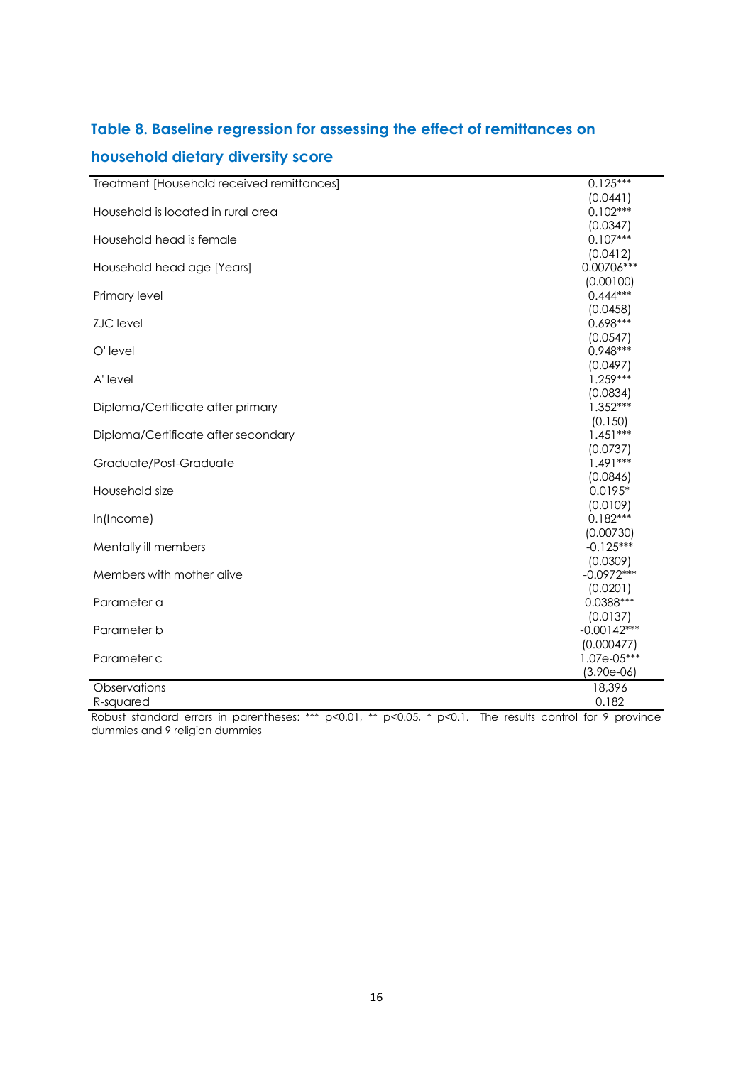### Table 8. Baseline regression for assessing the effect of remittances on household dietary diversity score

| | |
|---|---|
| Treatment [Household received remittances] | 0.125*** |
| | (0.0441) |
| Household is located in rural area | 0.102*** |
| | (0.0347) |
| Household head is female | 0.107*** |
| | (0.0412) |
| Household head age [Years] | 0.00706*** |
| | (0.00100) |
| Primary level | 0.444*** |
| | (0.0458) |
| ZJC level | 0.698*** |
| | (0.0547) |
| O' level | 0.948*** |
| | (0.0497) |
| A' level | 1.259*** |
| | (0.0834) |
| Diploma/Certificate after primary | 1.352*** |
| | (0.150) |
| Diploma/Certificate after secondary | 1.451*** |
| | (0.0737) |
| Graduate/Post-Graduate | 1.491*** |
| | (0.0846) |
| Household size | 0.0195* |
| | (0.0109) |
| ln(Income) | 0.182*** |
| | (0.00730) |
| Mentally ill members | -0.125*** |
| | (0.0309) |
| Members with mother alive | -0.0972*** |
| | (0.0201) |
| Parameter a | 0.0388*** |
| | (0.0137) |
| Parameter b | -0.00142*** |
| | (0.000477) |
| Parameter c | 1.07e-05*** |
| | (3.90e-06) |
| Observations | 18,396 |
| R-squared | 0.182 |

Robust standard errors in parentheses: *** p<0.01, ** p<0.05, * p<0.1. The results control for 9 province dummies and 9 religion dummies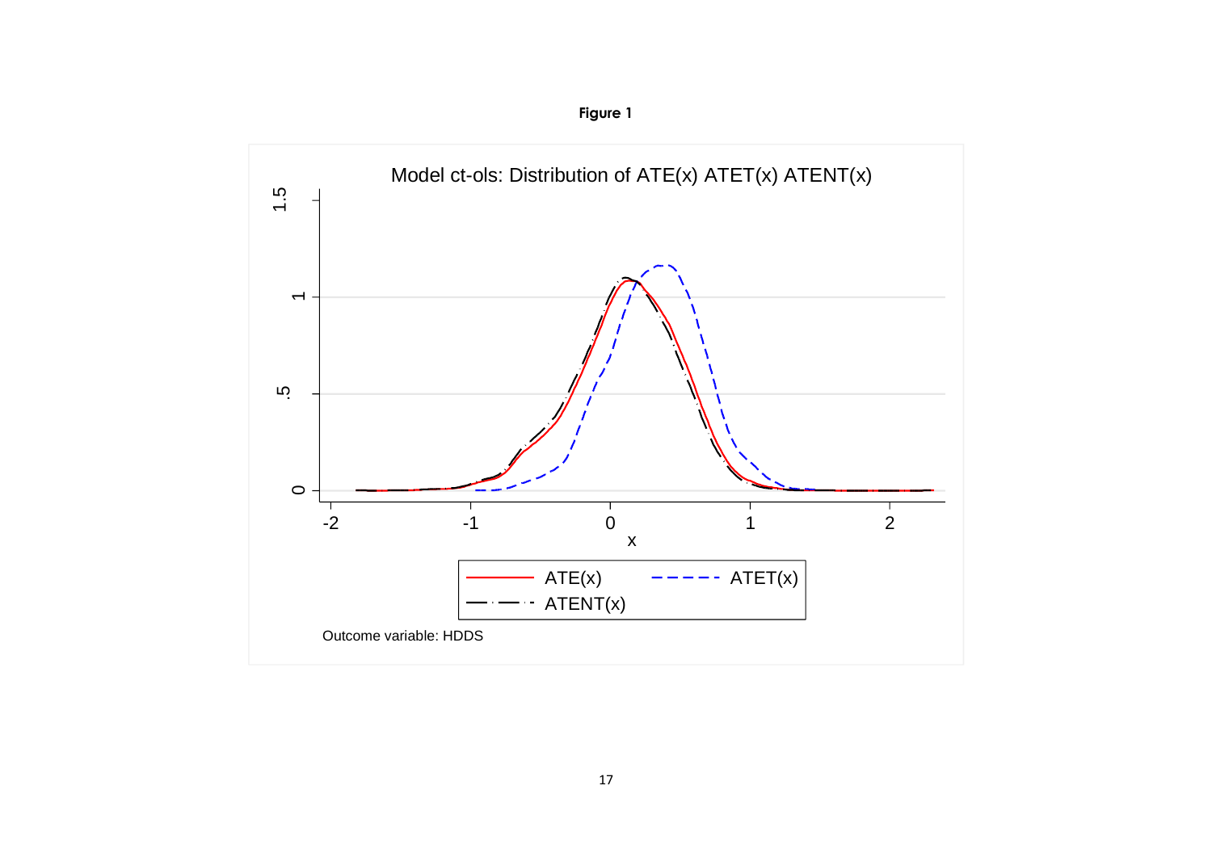**Figure 1**

Model ct-ols: Distribution of ATE(x) ATET(x) ATENT(x)

Outcome variable: HDDS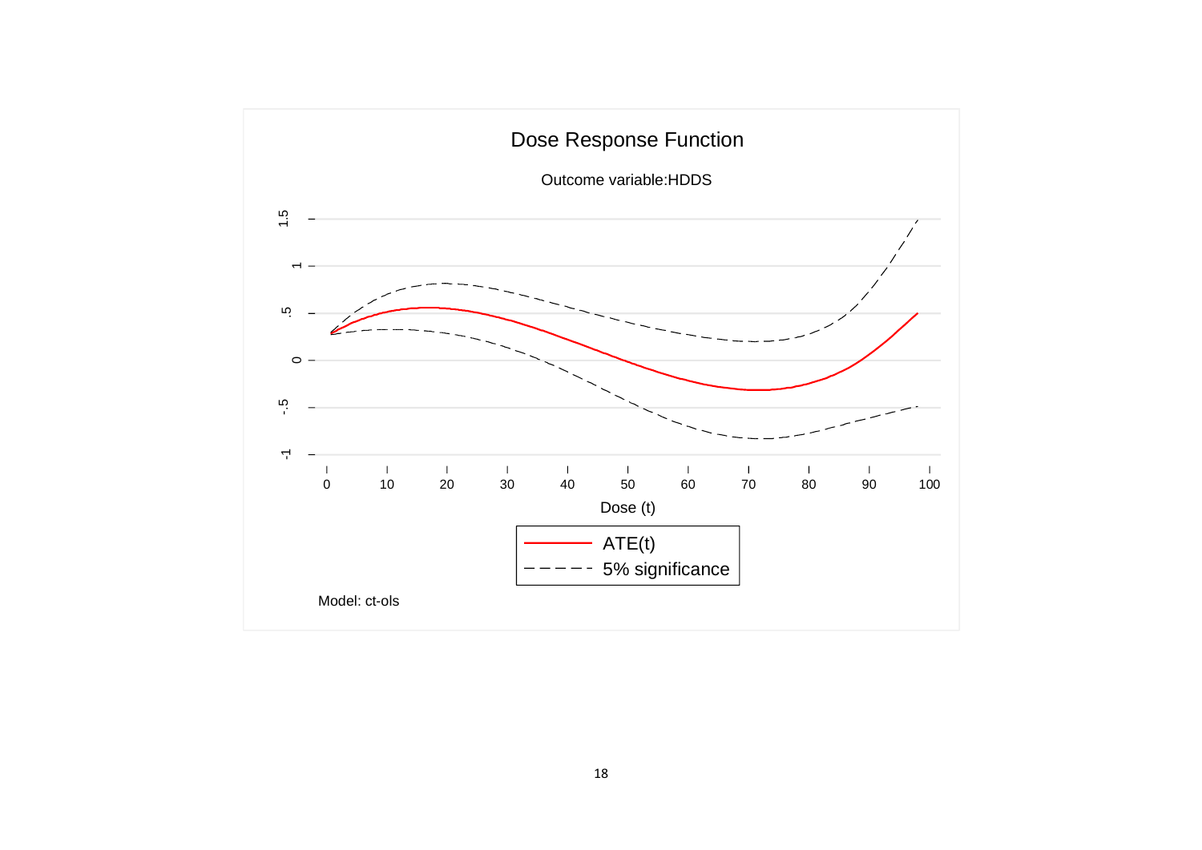Dose Response Function

Outcome variable:HDDS

ATE(t)

5% significance

Dose (t)

Model: ct-ols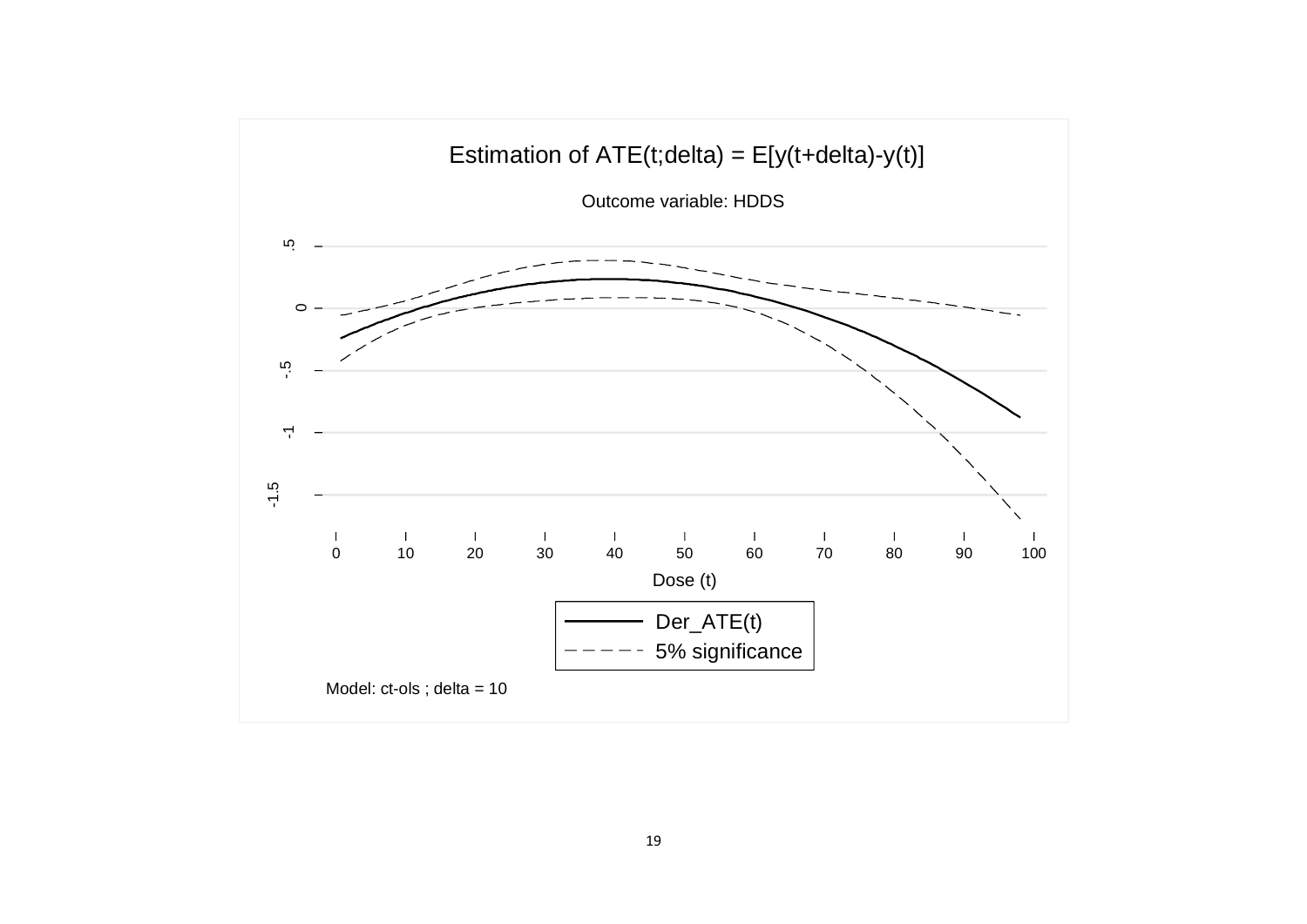Estimation of ATE(t;delta) = E[y(t+delta)-y(t)]

Outcome variable: HDDS

Dose (t)

Der_ATE(t)

5% significance

Model: ct-ols ; delta = 10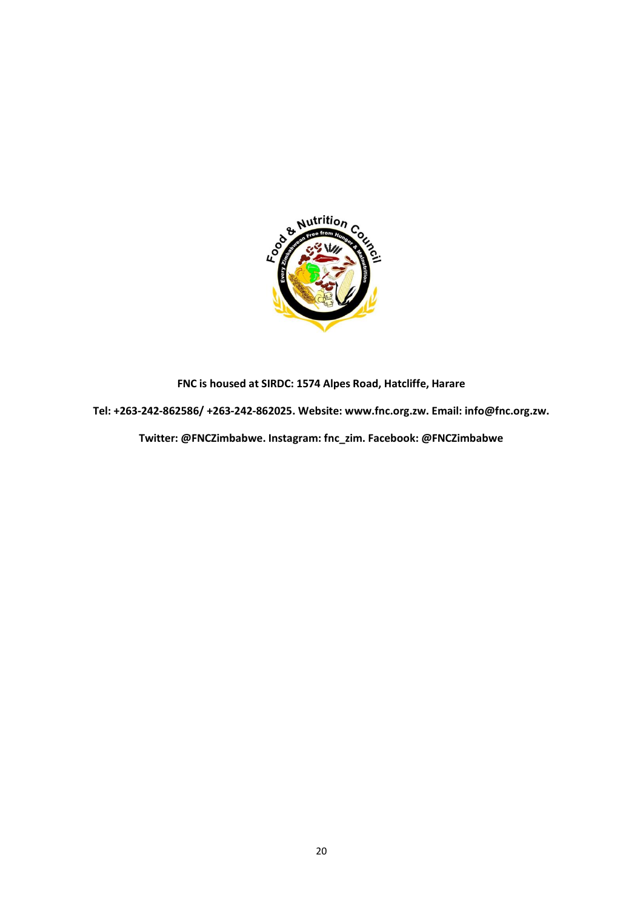**FNC is housed at SIRDC: 1574 Alpes Road, Hatcliffe, Harare**

**Tel: +263-242-862586/ +263-242-862025. Website: www.fnc.org.zw. Email: info@fnc.org.zw.**

**Twitter: @FNCZimbabwe. Instagram: fnc_zim. Facebook: @FNCZimbabwe**